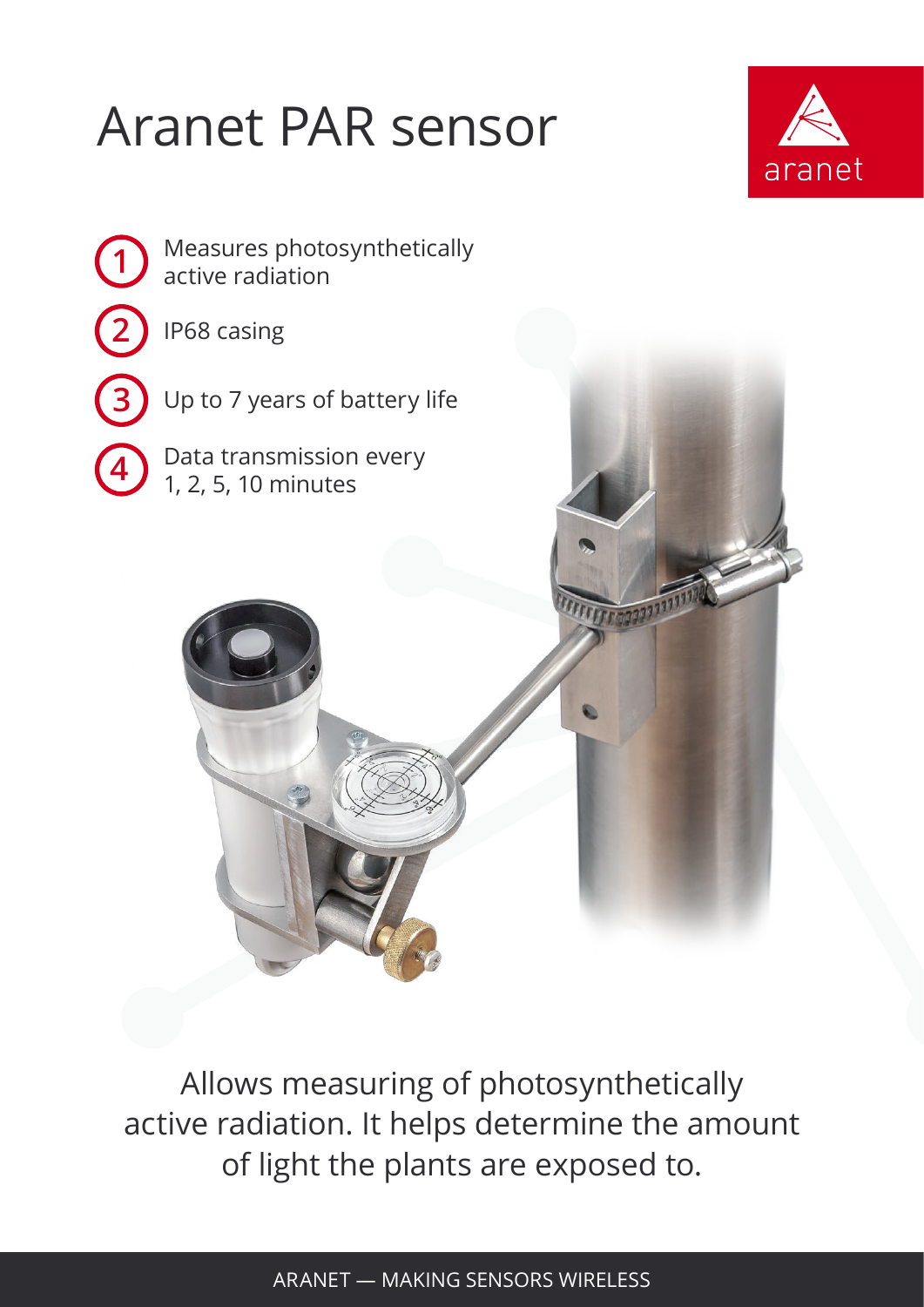# Aranet PAR sensor

1. Measures photosynthetically active radiation
2. IP68 casing
3. Up to 7 years of battery life
4. Data transmission every 1, 2, 5, 10 minutes

Allows measuring of photosynthetically active radiation. It helps determine the amount of light the plants are exposed to.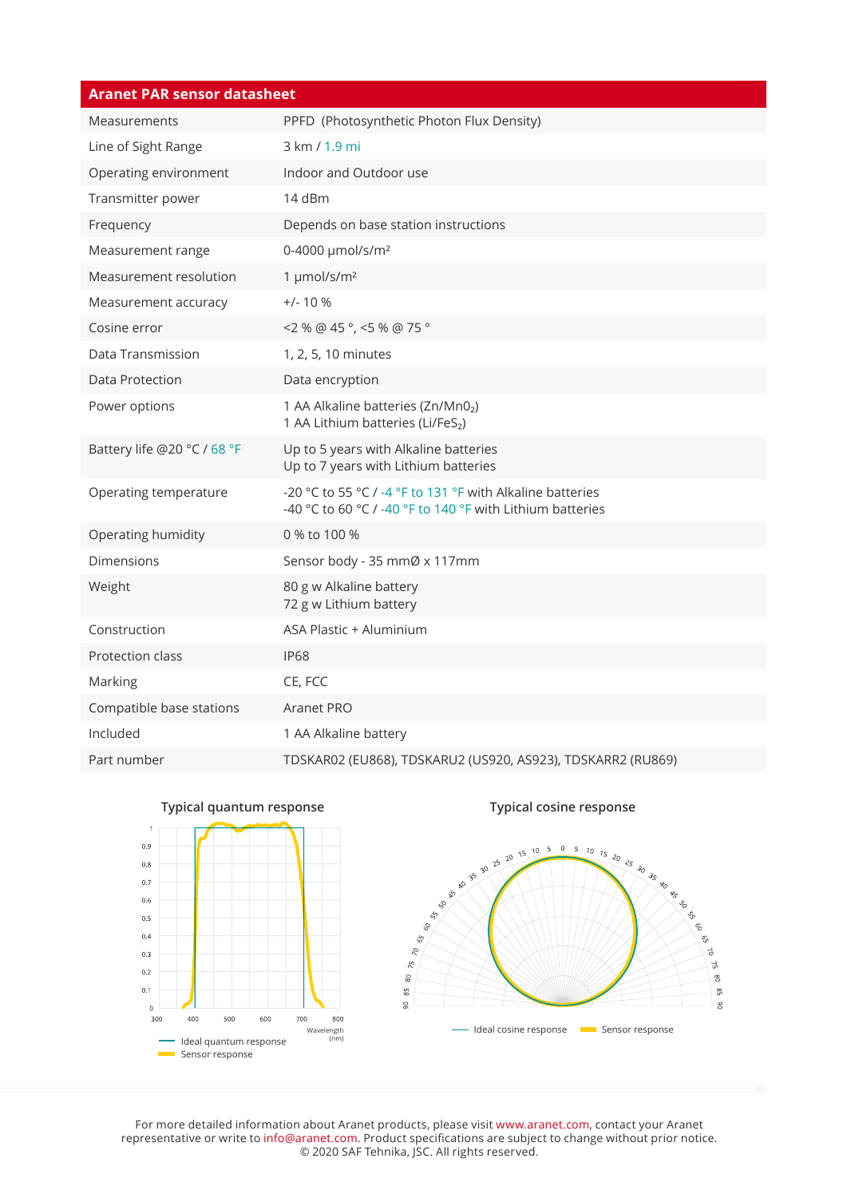## Aranet PAR sensor datasheet

| | |
|---|---|
| Measurements | PPFD (Photosynthetic Photon Flux Density) |
| Line of Sight Range | 3 km / 1.9 mi |
| Operating environment | Indoor and Outdoor use |
| Transmitter power | 14 dBm |
| Frequency | Depends on base station instructions |
| Measurement range | 0-4000 μmol/s/m² |
| Measurement resolution | 1 μmol/s/m² |
| Measurement accuracy | +/- 10 % |
| Cosine error | <2 % @ 45 °, <5 % @ 75 ° |
| Data Transmission | 1, 2, 5, 10 minutes |
| Data Protection | Data encryption |
| Power options | 1 AA Alkaline batteries ($Zn/MnO_2$)<br>1 AA Lithium batteries ($Li/FeS_2$) |
| Battery life @20 °C / 68 °F | Up to 5 years with Alkaline batteries<br>Up to 7 years with Lithium batteries |
| Operating temperature | -20 °C to 55 °C / -4 °F to 131 °F with Alkaline batteries<br>-40 °C to 60 °C / -40 °F to 140 °F with Lithium batteries |
| Operating humidity | 0 % to 100 % |
| Dimensions | Sensor body - 35 mmØ x 117mm |
| Weight | 80 g w Alkaline battery<br>72 g w Lithium battery |
| Construction | ASA Plastic + Aluminium |
| Protection class | IP68 |
| Marking | CE, FCC |
| Compatible base stations | Aranet PRO |
| Included | 1 AA Alkaline battery |
| Part number | TDSKAR02 (EU868), TDSKARU2 (US920, AS923), TDSKARR2 (RU869) |

**Typical quantum response**

1
0.9
0.8
0.7
0.6
0.5
0.4
0.3
0.2
0.1
0
300 400 500 600 700 800
Wavelength (nm)

Ideal quantum response
Sensor response

**Typical cosine response**

90 85 80 75 70 65 60 55 50 45 40 35 30 25 20 15 10 5 0 5 10 15 20 25 30 35 40 45 50 55 60 65 70 75 80 85 90

Ideal cosine response
Sensor response

For more detailed information about Aranet products, please visit www.aranet.com, contact your Aranet representative or write to info@aranet.com. Product specifications are subject to change without prior notice.
© 2020 SAF Tehnika, JSC. All rights reserved.